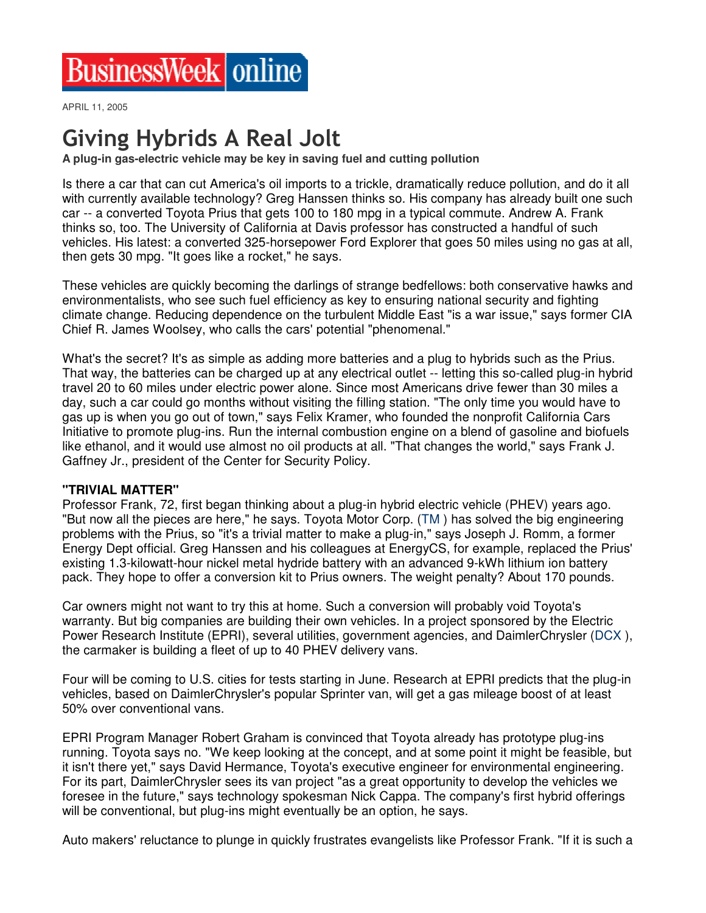BusinessWeek online

APRIL 11, 2005

# Giving Hybrids A Real Jolt

**A plug-in gas-electric vehicle may be key in saving fuel and cutting pollution**

Is there a car that can cut America's oil imports to a trickle, dramatically reduce pollution, and do it all with currently available technology? Greg Hanssen thinks so. His company has already built one such car -- a converted Toyota Prius that gets 100 to 180 mpg in a typical commute. Andrew A. Frank thinks so, too. The University of California at Davis professor has constructed a handful of such vehicles. His latest: a converted 325-horsepower Ford Explorer that goes 50 miles using no gas at all, then gets 30 mpg. "It goes like a rocket," he says.

These vehicles are quickly becoming the darlings of strange bedfellows: both conservative hawks and environmentalists, who see such fuel efficiency as key to ensuring national security and fighting climate change. Reducing dependence on the turbulent Middle East "is a war issue," says former CIA Chief R. James Woolsey, who calls the cars' potential "phenomenal."

What's the secret? It's as simple as adding more batteries and a plug to hybrids such as the Prius. That way, the batteries can be charged up at any electrical outlet -- letting this so-called plug-in hybrid travel 20 to 60 miles under electric power alone. Since most Americans drive fewer than 30 miles a day, such a car could go months without visiting the filling station. "The only time you would have to gas up is when you go out of town," says Felix Kramer, who founded the nonprofit California Cars Initiative to promote plug-ins. Run the internal combustion engine on a blend of gasoline and biofuels like ethanol, and it would use almost no oil products at all. "That changes the world," says Frank J. Gaffney Jr., president of the Center for Security Policy.

**"TRIVIAL MATTER"**

Professor Frank, 72, first began thinking about a plug-in hybrid electric vehicle (PHEV) years ago. "But now all the pieces are here," he says. Toyota Motor Corp. (TM ) has solved the big engineering problems with the Prius, so "it's a trivial matter to make a plug-in," says Joseph J. Romm, a former Energy Dept official. Greg Hanssen and his colleagues at EnergyCS, for example, replaced the Prius' existing 1.3-kilowatt-hour nickel metal hydride battery with an advanced 9-kWh lithium ion battery pack. They hope to offer a conversion kit to Prius owners. The weight penalty? About 170 pounds.

Car owners might not want to try this at home. Such a conversion will probably void Toyota's warranty. But big companies are building their own vehicles. In a project sponsored by the Electric Power Research Institute (EPRI), several utilities, government agencies, and DaimlerChrysler (DCX ), the carmaker is building a fleet of up to 40 PHEV delivery vans.

Four will be coming to U.S. cities for tests starting in June. Research at EPRI predicts that the plug-in vehicles, based on DaimlerChrysler's popular Sprinter van, will get a gas mileage boost of at least 50% over conventional vans.

EPRI Program Manager Robert Graham is convinced that Toyota already has prototype plug-ins running. Toyota says no. "We keep looking at the concept, and at some point it might be feasible, but it isn't there yet," says David Hermance, Toyota's executive engineer for environmental engineering. For its part, DaimlerChrysler sees its van project "as a great opportunity to develop the vehicles we foresee in the future," says technology spokesman Nick Cappa. The company's first hybrid offerings will be conventional, but plug-ins might eventually be an option, he says.

Auto makers' reluctance to plunge in quickly frustrates evangelists like Professor Frank. "If it is such a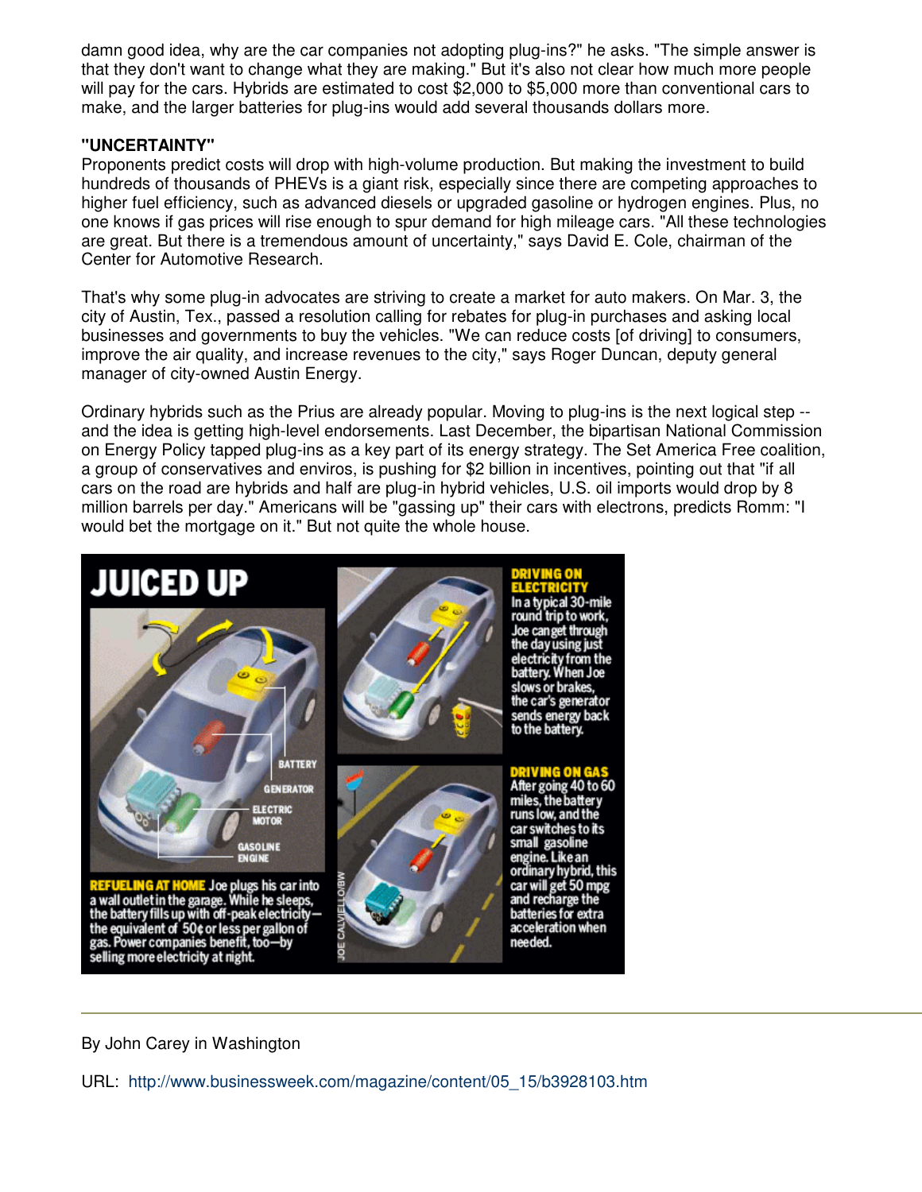damn good idea, why are the car companies not adopting plug-ins?" he asks. "The simple answer is that they don't want to change what they are making." But it's also not clear how much more people will pay for the cars. Hybrids are estimated to cost $2,000 to $5,000 more than conventional cars to make, and the larger batteries for plug-ins would add several thousands dollars more.

**"UNCERTAINTY"**

Proponents predict costs will drop with high-volume production. But making the investment to build hundreds of thousands of PHEVs is a giant risk, especially since there are competing approaches to higher fuel efficiency, such as advanced diesels or upgraded gasoline or hydrogen engines. Plus, no one knows if gas prices will rise enough to spur demand for high mileage cars. "All these technologies are great. But there is a tremendous amount of uncertainty," says David E. Cole, chairman of the Center for Automotive Research.

That's why some plug-in advocates are striving to create a market for auto makers. On Mar. 3, the city of Austin, Tex., passed a resolution calling for rebates for plug-in purchases and asking local businesses and governments to buy the vehicles. "We can reduce costs [of driving] to consumers, improve the air quality, and increase revenues to the city," says Roger Duncan, deputy general manager of city-owned Austin Energy.

Ordinary hybrids such as the Prius are already popular. Moving to plug-ins is the next logical step -- and the idea is getting high-level endorsements. Last December, the bipartisan National Commission on Energy Policy tapped plug-ins as a key part of its energy strategy. The Set America Free coalition, a group of conservatives and enviros, is pushing for $2 billion in incentives, pointing out that "if all cars on the road are hybrids and half are plug-in hybrid vehicles, U.S. oil imports would drop by 8 million barrels per day." Americans will be "gassing up" their cars with electrons, predicts Romm: "I would bet the mortgage on it." But not quite the whole house.

JUICED UP

BATTERY
GENERATOR
ELECTRIC MOTOR
GASOLINE ENGINE

**REFUELING AT HOME** Joe plugs his car into a wall outlet in the garage. While he sleeps, the battery fills up with off-peak electricity—the equivalent of 50¢ or less per gallon of gas. Power companies benefit, too—by selling more electricity at night.

**DRIVING ON ELECTRICITY** In a typical 30-mile round trip to work, Joe can get through the day using just electricity from the battery. When Joe slows or brakes, the car's generator sends energy back to the battery.

**DRIVING ON GAS** After going 40 to 60 miles, the battery runs low, and the car switches to its small gasoline engine. Like an ordinary hybrid, this car will get 50 mpg and recharge the batteries for extra acceleration when needed.

JOE CALVIELLO/BW

By John Carey in Washington

URL: http://www.businessweek.com/magazine/content/05_15/b3928103.htm